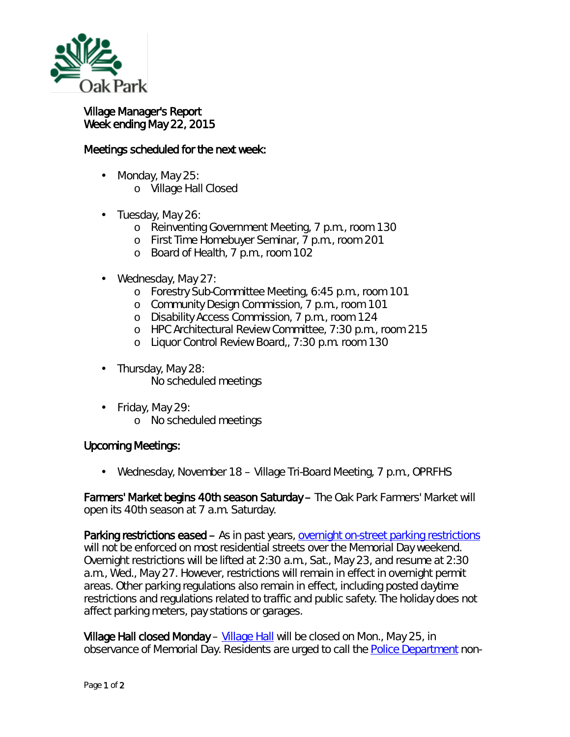Village Manager's Report
Week ending May 22, 2015

## Meetings scheduled for the next week:

- Monday, May 25:
  - Village Hall Closed
- Tuesday, May 26:
  - Reinventing Government Meeting, 7 p.m., room 130
  - First Time Homebuyer Seminar, 7 p.m., room 201
  - Board of Health, 7 p.m., room 102
- Wednesday, May 27:
  - Forestry Sub-Committee Meeting, 6:45 p.m., room 101
  - Community Design Commission, 7 p.m., room 101
  - Disability Access Commission, 7 p.m., room 124
  - HPC Architectural Review Committee, 7:30 p.m., room 215
  - Liquor Control Review Board,, 7:30 p.m. room 130
- Thursday, May 28:
  No scheduled meetings
- Friday, May 29:
  - No scheduled meetings

## Upcoming Meetings:

- Wednesday, November 18 – Village Tri-Board Meeting, 7 p.m., OPRFHS

**Farmers' Market begins 40th season Saturday –** The Oak Park Farmers' Market will open its 40th season at 7 a.m. Saturday.

**Parking restrictions eased –** As in past years, overnight on-street parking restrictions will not be enforced on most residential streets over the Memorial Day weekend. Overnight restrictions will be lifted at 2:30 a.m., Sat., May 23, and resume at 2:30 a.m., Wed., May 27. However, restrictions will remain in effect in overnight permit areas. Other parking regulations also remain in effect, including posted daytime restrictions and regulations related to traffic and public safety. The holiday does not affect parking meters, pay stations or garages.

**Village Hall closed Monday** – Village Hall will be closed on Mon., May 25, in observance of Memorial Day. Residents are urged to call the Police Department non-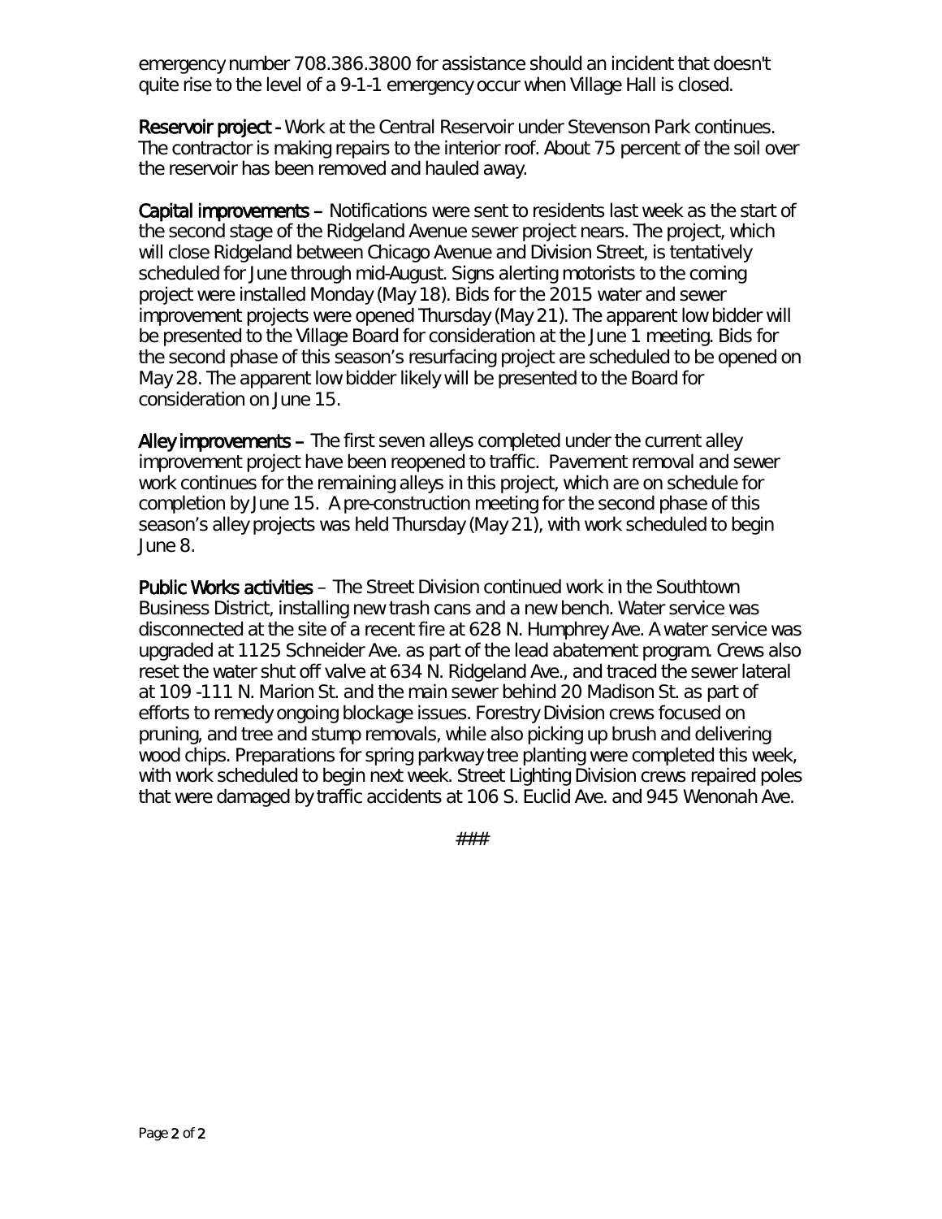emergency number 708.386.3800 for assistance should an incident that doesn't quite rise to the level of a 9-1-1 emergency occur when Village Hall is closed.

**Reservoir project -** Work at the Central Reservoir under Stevenson Park continues. The contractor is making repairs to the interior roof. About 75 percent of the soil over the reservoir has been removed and hauled away.

**Capital improvements –** Notifications were sent to residents last week as the start of the second stage of the Ridgeland Avenue sewer project nears. The project, which will close Ridgeland between Chicago Avenue and Division Street, is tentatively scheduled for June through mid-August. Signs alerting motorists to the coming project were installed Monday (May 18). Bids for the 2015 water and sewer improvement projects were opened Thursday (May 21). The apparent low bidder will be presented to the Village Board for consideration at the June 1 meeting. Bids for the second phase of this season's resurfacing project are scheduled to be opened on May 28. The apparent low bidder likely will be presented to the Board for consideration on June 15.

**Alley improvements –** The first seven alleys completed under the current alley improvement project have been reopened to traffic. Pavement removal and sewer work continues for the remaining alleys in this project, which are on schedule for completion by June 15. A pre-construction meeting for the second phase of this season's alley projects was held Thursday (May 21), with work scheduled to begin June 8.

**Public Works activities** – The Street Division continued work in the Southtown Business District, installing new trash cans and a new bench. Water service was disconnected at the site of a recent fire at 628 N. Humphrey Ave. A water service was upgraded at 1125 Schneider Ave. as part of the lead abatement program. Crews also reset the water shut off valve at 634 N. Ridgeland Ave., and traced the sewer lateral at 109 -111 N. Marion St. and the main sewer behind 20 Madison St. as part of efforts to remedy ongoing blockage issues. Forestry Division crews focused on pruning, and tree and stump removals, while also picking up brush and delivering wood chips. Preparations for spring parkway tree planting were completed this week, with work scheduled to begin next week. Street Lighting Division crews repaired poles that were damaged by traffic accidents at 106 S. Euclid Ave. and 945 Wenonah Ave.

###